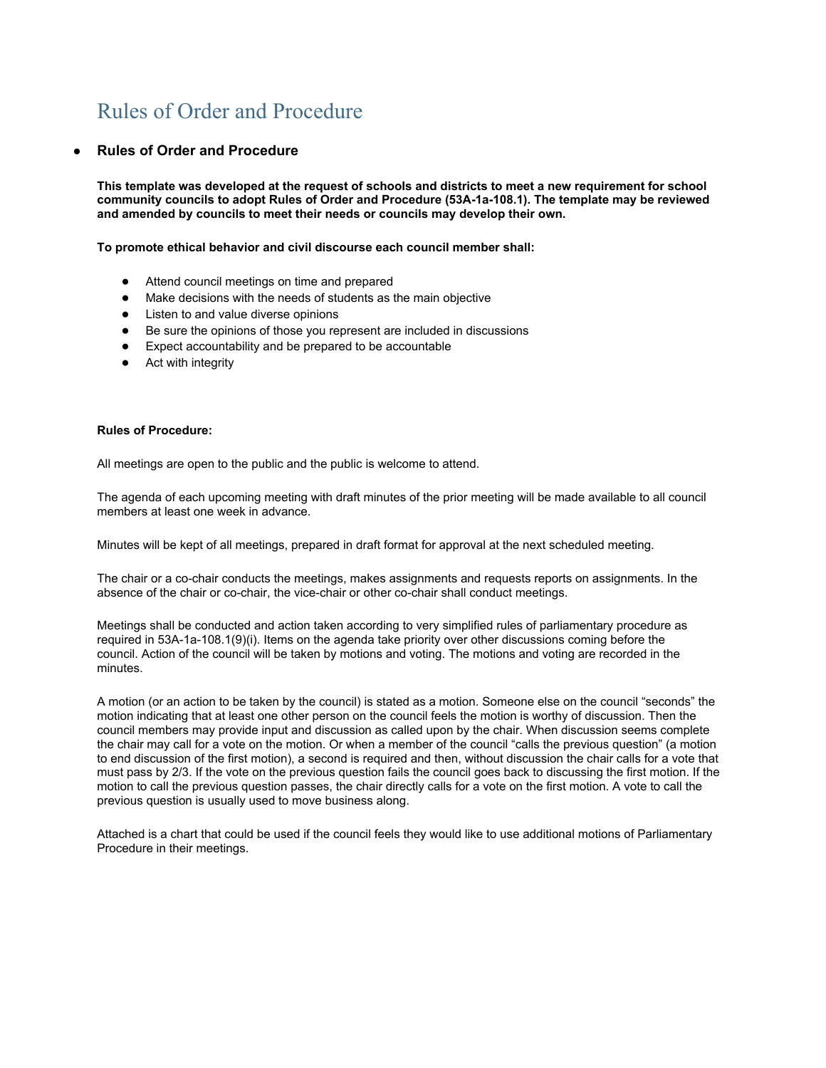# Rules of Order and Procedure

- **Rules of Order and Procedure**

**This template was developed at the request of schools and districts to meet a new requirement for school community councils to adopt Rules of Order and Procedure (53A-1a-108.1). The template may be reviewed and amended by councils to meet their needs or councils may develop their own.**

**To promote ethical behavior and civil discourse each council member shall:**

- Attend council meetings on time and prepared
- Make decisions with the needs of students as the main objective
- Listen to and value diverse opinions
- Be sure the opinions of those you represent are included in discussions
- Expect accountability and be prepared to be accountable
- Act with integrity

**Rules of Procedure:**

All meetings are open to the public and the public is welcome to attend.

The agenda of each upcoming meeting with draft minutes of the prior meeting will be made available to all council members at least one week in advance.

Minutes will be kept of all meetings, prepared in draft format for approval at the next scheduled meeting.

The chair or a co-chair conducts the meetings, makes assignments and requests reports on assignments. In the absence of the chair or co-chair, the vice-chair or other co-chair shall conduct meetings.

Meetings shall be conducted and action taken according to very simplified rules of parliamentary procedure as required in 53A-1a-108.1(9)(i). Items on the agenda take priority over other discussions coming before the council. Action of the council will be taken by motions and voting. The motions and voting are recorded in the minutes.

A motion (or an action to be taken by the council) is stated as a motion. Someone else on the council "seconds" the motion indicating that at least one other person on the council feels the motion is worthy of discussion. Then the council members may provide input and discussion as called upon by the chair. When discussion seems complete the chair may call for a vote on the motion. Or when a member of the council "calls the previous question" (a motion to end discussion of the first motion), a second is required and then, without discussion the chair calls for a vote that must pass by 2/3. If the vote on the previous question fails the council goes back to discussing the first motion. If the motion to call the previous question passes, the chair directly calls for a vote on the first motion. A vote to call the previous question is usually used to move business along.

Attached is a chart that could be used if the council feels they would like to use additional motions of Parliamentary Procedure in their meetings.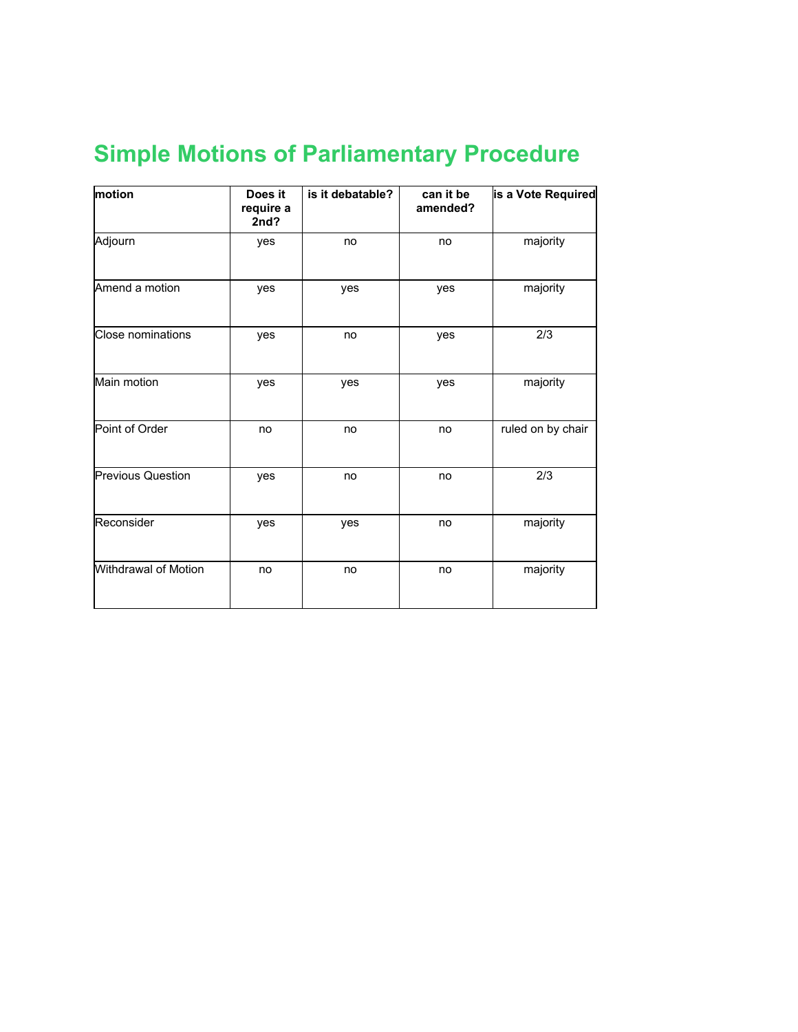# Simple Motions of Parliamentary Procedure

| motion | Does it require a 2nd? | is it debatable? | can it be amended? | is a Vote Required |
|---|---|---|---|---|
| Adjourn | yes | no | no | majority |
| Amend a motion | yes | yes | yes | majority |
| Close nominations | yes | no | yes | 2/3 |
| Main motion | yes | yes | yes | majority |
| Point of Order | no | no | no | ruled on by chair |
| Previous Question | yes | no | no | 2/3 |
| Reconsider | yes | yes | no | majority |
| Withdrawal of Motion | no | no | no | majority |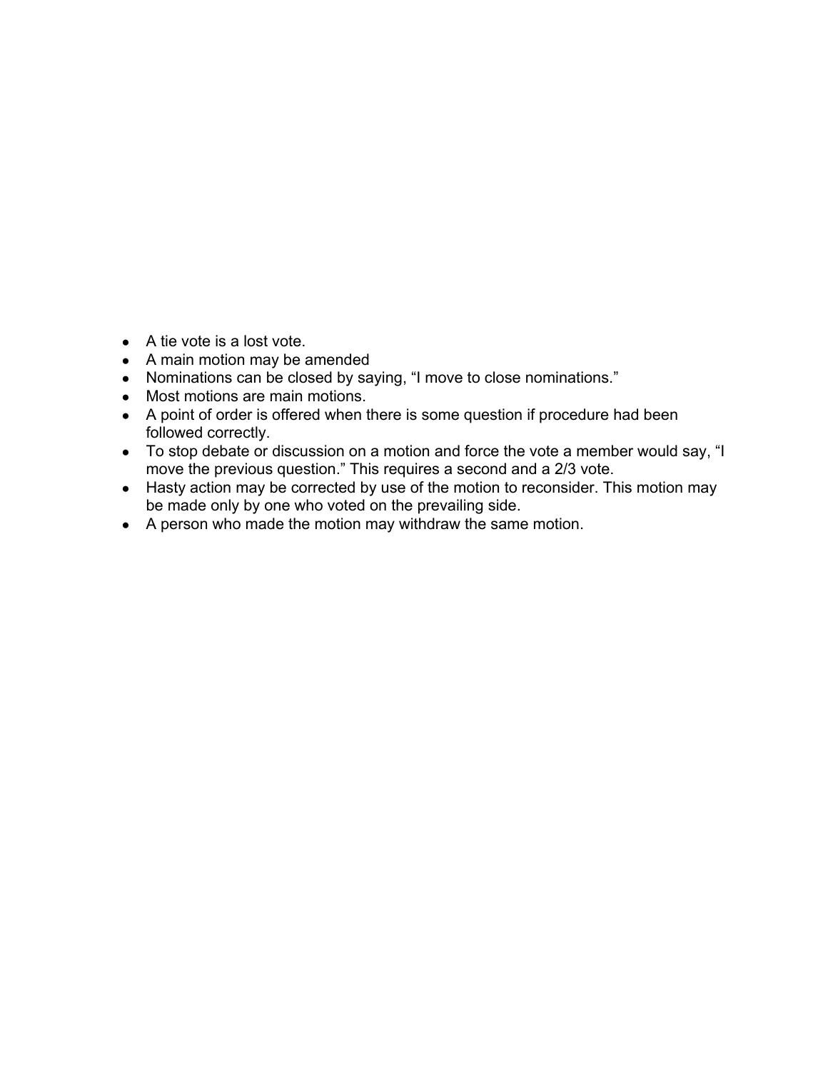- A tie vote is a lost vote.
- A main motion may be amended
- Nominations can be closed by saying, “I move to close nominations.”
- Most motions are main motions.
- A point of order is offered when there is some question if procedure had been followed correctly.
- To stop debate or discussion on a motion and force the vote a member would say, “I move the previous question.” This requires a second and a 2/3 vote.
- Hasty action may be corrected by use of the motion to reconsider. This motion may be made only by one who voted on the prevailing side.
- A person who made the motion may withdraw the same motion.